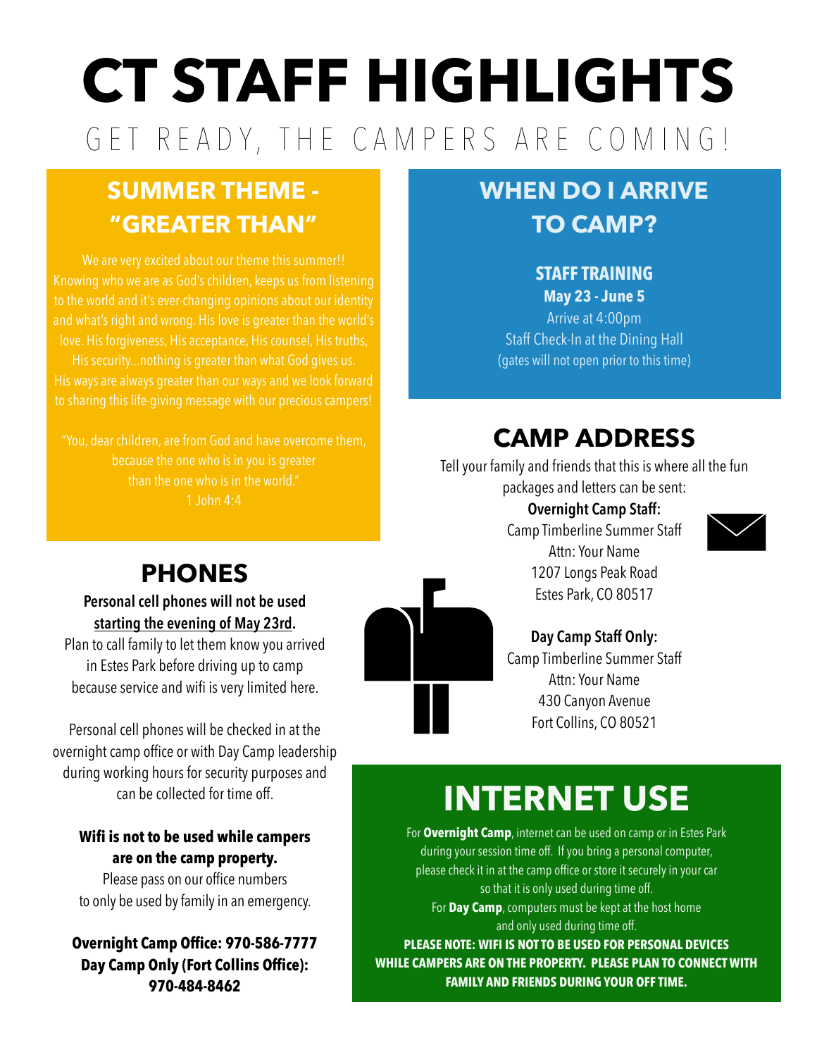# CT STAFF HIGHLIGHTS

GET READY, THE CAMPERS ARE COMING!

## SUMMER THEME - "GREATER THAN"

We are very excited about our theme this summer!! Knowing who we are as God's children, keeps us from listening to the world and it's ever-changing opinions about our identity and what's right and wrong. His love is greater than the world's love. His forgiveness, His acceptance, His counsel, His truths, His security...nothing is greater than what God gives us. His ways are always greater than our ways and we look forward to sharing this life-giving message with our precious campers!

"You, dear children, are from God and have overcome them, because the one who is in you is greater than the one who is in the world."
1 John 4:4

## PHONES

**Personal cell phones will not be used starting the evening of May 23rd.**
Plan to call family to let them know you arrived in Estes Park before driving up to camp because service and wifi is very limited here.

Personal cell phones will be checked in at the overnight camp office or with Day Camp leadership during working hours for security purposes and can be collected for time off.

**Wifi is not to be used while campers are on the camp property.**
Please pass on our office numbers to only be used by family in an emergency.

**Overnight Camp Office: 970-586-7777**
**Day Camp Only (Fort Collins Office): 970-484-8462**

## WHEN DO I ARRIVE TO CAMP?

**STAFF TRAINING**
**May 23 - June 5**
Arrive at 4:00pm
Staff Check-In at the Dining Hall
(gates will not open prior to this time)

## CAMP ADDRESS

Tell your family and friends that this is where all the fun packages and letters can be sent:

**Overnight Camp Staff:**
Camp Timberline Summer Staff
Attn: Your Name
1207 Longs Peak Road
Estes Park, CO 80517

**Day Camp Staff Only:**
Camp Timberline Summer Staff
Attn: Your Name
430 Canyon Avenue
Fort Collins, CO 80521

## INTERNET USE

For **Overnight Camp**, internet can be used on camp or in Estes Park during your session time off. If you bring a personal computer, please check it in at the camp office or store it securely in your car so that it is only used during time off.
For **Day Camp**, computers must be kept at the host home and only used during time off.
**PLEASE NOTE: WIFI IS NOT TO BE USED FOR PERSONAL DEVICES WHILE CAMPERS ARE ON THE PROPERTY. PLEASE PLAN TO CONNECT WITH FAMILY AND FRIENDS DURING YOUR OFF TIME.**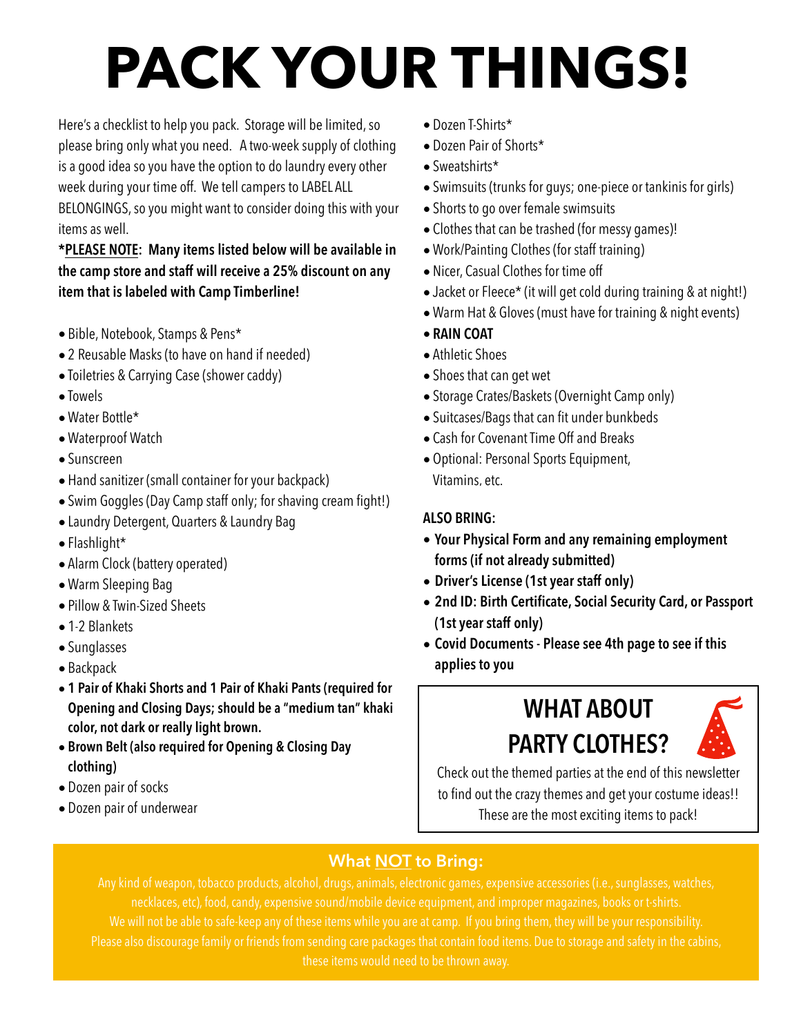# PACK YOUR THINGS!

Here's a checklist to help you pack. Storage will be limited, so please bring only what you need. A two-week supply of clothing is a good idea so you have the option to do laundry every other week during your time off. We tell campers to LABEL ALL BELONGINGS, so you might want to consider doing this with your items as well.

**\*<u>PLEASE NOTE</u>: Many items listed below will be available in the camp store and staff will receive a 25% discount on any item that is labeled with Camp Timberline!**

- Bible, Notebook, Stamps & Pens*
- 2 Reusable Masks (to have on hand if needed)
- Toiletries & Carrying Case (shower caddy)
- Towels
- Water Bottle*
- Waterproof Watch
- Sunscreen
- Hand sanitizer (small container for your backpack)
- Swim Goggles (Day Camp staff only; for shaving cream fight!)
- Laundry Detergent, Quarters & Laundry Bag
- Flashlight*
- Alarm Clock (battery operated)
- Warm Sleeping Bag
- Pillow & Twin-Sized Sheets
- 1-2 Blankets
- Sunglasses
- Backpack
- **1 Pair of Khaki Shorts and 1 Pair of Khaki Pants (required for Opening and Closing Days; should be a "medium tan" khaki color, not dark or really light brown.**
- **Brown Belt (also required for Opening & Closing Day clothing)**
- Dozen pair of socks
- Dozen pair of underwear
- Dozen T-Shirts*
- Dozen Pair of Shorts*
- Sweatshirts*
- Swimsuits (trunks for guys; one-piece or tankinis for girls)
- Shorts to go over female swimsuits
- Clothes that can be trashed (for messy games)!
- Work/Painting Clothes (for staff training)
- Nicer, Casual Clothes for time off
- Jacket or Fleece* (it will get cold during training & at night!)
- Warm Hat & Gloves (must have for training & night events)
- **RAIN COAT**
- Athletic Shoes
- Shoes that can get wet
- Storage Crates/Baskets (Overnight Camp only)
- Suitcases/Bags that can fit under bunkbeds
- Cash for Covenant Time Off and Breaks
- Optional: Personal Sports Equipment, Vitamins, etc.

**ALSO BRING:**

- **Your Physical Form and any remaining employment forms (if not already submitted)**
- **Driver's License (1st year staff only)**
- **2nd ID: Birth Certificate, Social Security Card, or Passport (1st year staff only)**
- **Covid Documents - Please see 4th page to see if this applies to you**

## WHAT ABOUT PARTY CLOTHES?

Check out the themed parties at the end of this newsletter to find out the crazy themes and get your costume ideas!! These are the most exciting items to pack!

## What <u>NOT</u> to Bring:

Any kind of weapon, tobacco products, alcohol, drugs, animals, electronic games, expensive accessories (i.e., sunglasses, watches, necklaces, etc), food, candy, expensive sound/mobile device equipment, and improper magazines, books or t-shirts. We will not be able to safe-keep any of these items while you are at camp. If you bring them, they will be your responsibility. Please also discourage family or friends from sending care packages that contain food items. Due to storage and safety in the cabins, these items would need to be thrown away.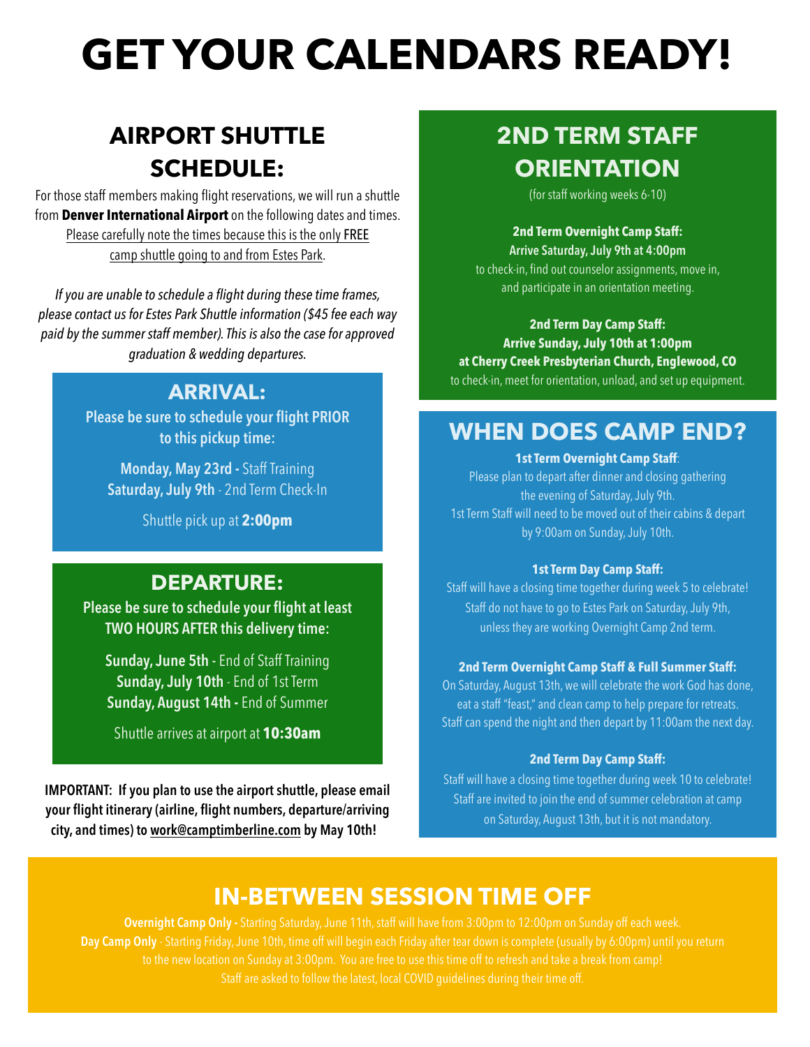# GET YOUR CALENDARS READY!

## AIRPORT SHUTTLE SCHEDULE:

For those staff members making flight reservations, we will run a shuttle from **Denver International Airport** on the following dates and times. Please carefully note the times because this is the only FREE camp shuttle going to and from Estes Park.

*If you are unable to schedule a flight during these time frames, please contact us for Estes Park Shuttle information ($45 fee each way paid by the summer staff member). This is also the case for approved graduation & wedding departures.*

### ARRIVAL:

**Please be sure to schedule your flight PRIOR to this pickup time:**

**Monday, May 23rd -** Staff Training
**Saturday, July 9th** - 2nd Term Check-In

Shuttle pick up at **2:00pm**

### DEPARTURE:

**Please be sure to schedule your flight at least TWO HOURS AFTER this delivery time:**

**Sunday, June 5th** - End of Staff Training
**Sunday, July 10th** - End of 1st Term
**Sunday, August 14th -** End of Summer

Shuttle arrives at airport at **10:30am**

**IMPORTANT: If you plan to use the airport shuttle, please email your flight itinerary (airline, flight numbers, departure/arriving city, and times) to work@camptimberline.com by May 10th!**

## 2ND TERM STAFF ORIENTATION

(for staff working weeks 6-10)

**2nd Term Overnight Camp Staff:**
**Arrive Saturday, July 9th at 4:00pm**
to check-in, find out counselor assignments, move in, and participate in an orientation meeting.

**2nd Term Day Camp Staff:**
**Arrive Sunday, July 10th at 1:00pm**
**at Cherry Creek Presbyterian Church, Englewood, CO**
to check-in, meet for orientation, unload, and set up equipment.

## WHEN DOES CAMP END?

**1st Term Overnight Camp Staff**:
Please plan to depart after dinner and closing gathering the evening of Saturday, July 9th.
1st Term Staff will need to be moved out of their cabins & depart by 9:00am on Sunday, July 10th.

**1st Term Day Camp Staff:**
Staff will have a closing time together during week 5 to celebrate! Staff do not have to go to Estes Park on Saturday, July 9th, unless they are working Overnight Camp 2nd term.

**2nd Term Overnight Camp Staff & Full Summer Staff:**
On Saturday, August 13th, we will celebrate the work God has done, eat a staff "feast," and clean camp to help prepare for retreats. Staff can spend the night and then depart by 11:00am the next day.

**2nd Term Day Camp Staff:**
Staff will have a closing time together during week 10 to celebrate! Staff are invited to join the end of summer celebration at camp on Saturday, August 13th, but it is not mandatory.

## IN-BETWEEN SESSION TIME OFF

**Overnight Camp Only -** Starting Saturday, June 11th, staff will have from 3:00pm to 12:00pm on Sunday off each week.
**Day Camp Only** - Starting Friday, June 10th, time off will begin each Friday after tear down is complete (usually by 6:00pm) until you return to the new location on Sunday at 3:00pm. You are free to use this time off to refresh and take a break from camp!
Staff are asked to follow the latest, local COVID guidelines during their time off.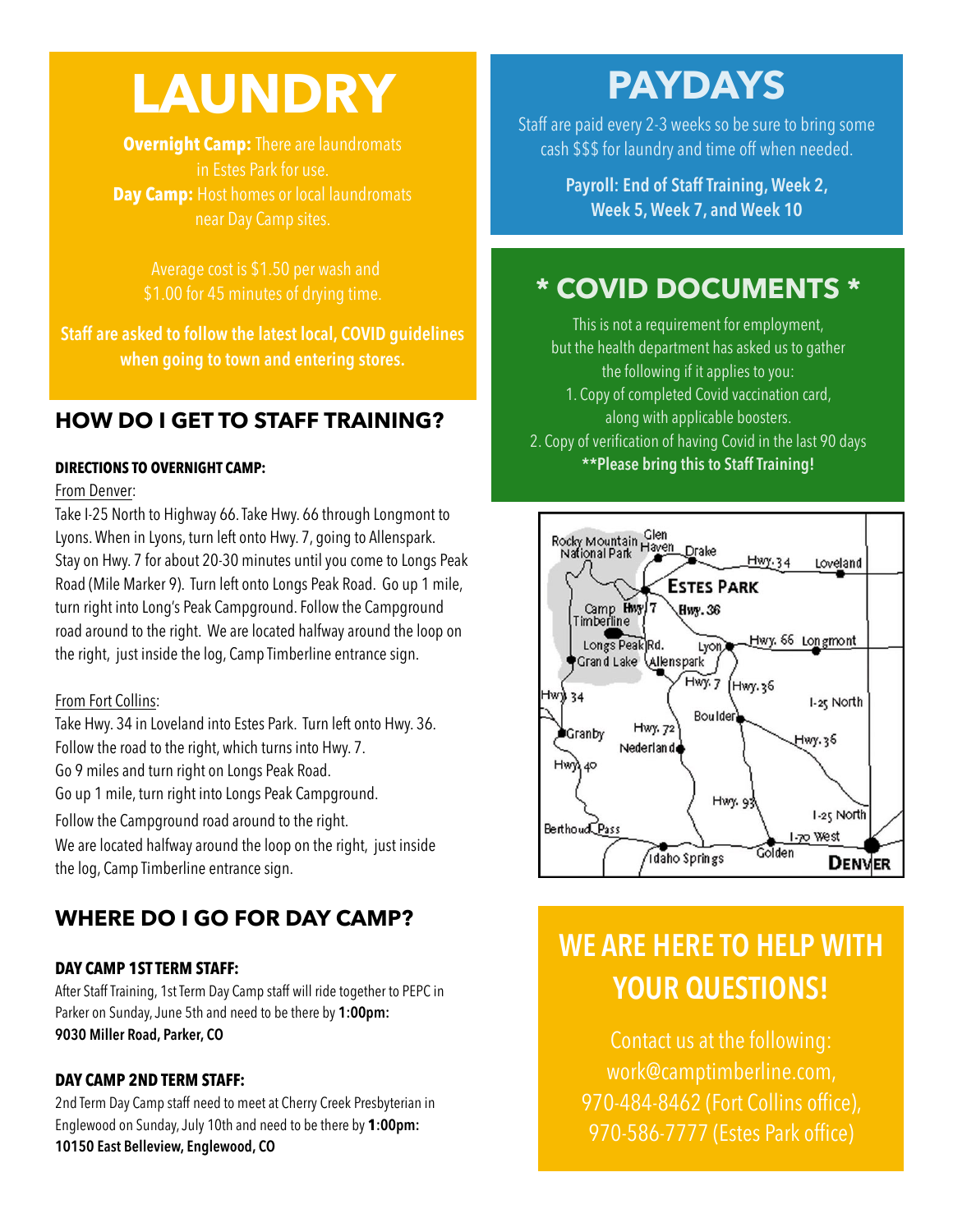# LAUNDRY

**Overnight Camp:** There are laundromats in Estes Park for use.
**Day Camp:** Host homes or local laundromats near Day Camp sites.

Average cost is $1.50 per wash and $1.00 for 45 minutes of drying time.

**Staff are asked to follow the latest local, COVID guidelines when going to town and entering stores.**

## HOW DO I GET TO STAFF TRAINING?

#### DIRECTIONS TO OVERNIGHT CAMP:

From Denver:

Take I-25 North to Highway 66. Take Hwy. 66 through Longmont to Lyons. When in Lyons, turn left onto Hwy. 7, going to Allenspark. Stay on Hwy. 7 for about 20-30 minutes until you come to Longs Peak Road (Mile Marker 9). Turn left onto Longs Peak Road. Go up 1 mile, turn right into Long's Peak Campground. Follow the Campground road around to the right. We are located halfway around the loop on the right, just inside the log, Camp Timberline entrance sign.

From Fort Collins:

Take Hwy. 34 in Loveland into Estes Park. Turn left onto Hwy. 36.
Follow the road to the right, which turns into Hwy. 7.
Go 9 miles and turn right on Longs Peak Road.
Go up 1 mile, turn right into Longs Peak Campground.
Follow the Campground road around to the right.
We are located halfway around the loop on the right, just inside the log, Camp Timberline entrance sign.

## WHERE DO I GO FOR DAY CAMP?

#### DAY CAMP 1ST TERM STAFF:

After Staff Training, 1st Term Day Camp staff will ride together to PEPC in Parker on Sunday, June 5th and need to be there by **1:00pm:**
**9030 Miller Road, Parker, CO**

#### DAY CAMP 2ND TERM STAFF:

2nd Term Day Camp staff need to meet at Cherry Creek Presbyterian in Englewood on Sunday, July 10th and need to be there by **1:00pm:**
**10150 East Belleview, Englewood, CO**

# PAYDAYS

Staff are paid every 2-3 weeks so be sure to bring some cash $$$ for laundry and time off when needed.

**Payroll: End of Staff Training, Week 2, Week 5, Week 7, and Week 10**

## * COVID DOCUMENTS *

This is not a requirement for employment, but the health department has asked us to gather the following if it applies to you:

1. Copy of completed Covid vaccination card, along with applicable boosters.
2. Copy of verification of having Covid in the last 90 days

****Please bring this to Staff Training!**

Rocky Mountain National Park
Glen Haven
Drake
Hwy. 34
Loveland
Estes Park
Camp Timberline
Hwy 7
Hwy. 36
Longs Peak Rd.
Lyon
Hwy. 66
Longmont
Grand Lake
Allenspark
Hwy. 7
Hwy. 36
Hwy 34
I-25 North
Boulder
Granby
Hwy. 72
Nederland
Hwy. 36
Hwy 40
Hwy. 93
I-25 North
Berthoud Pass
I-70 West
Golden
Idaho Springs
Denver

## WE ARE HERE TO HELP WITH YOUR QUESTIONS!

Contact us at the following:
work@camptimberline.com,
970-484-8462 (Fort Collins office),
970-586-7777 (Estes Park office)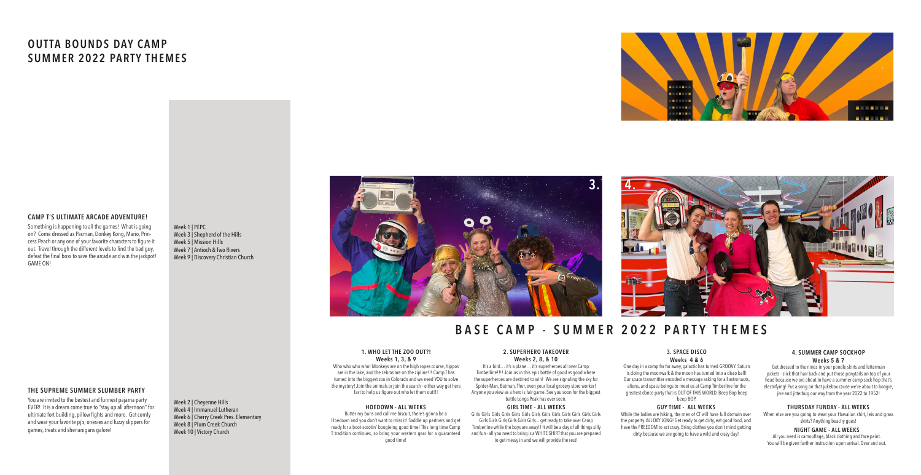# OUTTA BOUNDS DAY CAMP SUMMER 2022 PARTY THEMES

### CAMP T'S ULTIMATE ARCADE ADVENTURE!

Something is happening to all the games! What is going on? Come dressed as Pacman, Donkey Kong, Mario, Princess Peach or any one of your favorite characters to figure it out. Travel through the different levels to find the bad guy, defeat the final boss to save the arcade and win the jackpot! GAME ON!

Week 1 | PEPC
Week 3 | Shepherd of the Hills
Week 5 | Mission Hills
Week 7 | Antioch & Two Rivers
Week 9 | Discovery Christian Church

### THE SUPREME SUMMER SLUMBER PARTY

You are invited to the bestest and funnest pajama party EVER! It is a dream come true to "stay up all afternoon" for ultimate fort building, pillow fights and more. Get comfy and wear your favorite pj's, onesies and fuzzy slippers for games, treats and shenanigans galore!

Week 2 | Cheyenne Hills
Week 4 | Immanuel Lutheran
Week 6 | Cherry Creek Pres. Elementary
Week 8 | Plum Creek Church
Week 10 | Victory Church

3.

4.

# BASE CAMP - SUMMER 2022 PARTY THEMES

### 1. WHO LET THE ZOO OUT?!
**Weeks 1, 3, & 9**

Who who who who! Monkeys are on the high ropes course, hippos are in the lake, and the zebras are on the zipline!!! Camp T has turned into the biggest zoo in Colorado and we need YOU to solve the mystery! Join the animals or join the search - either way get here fast to help us figure out who let them out!!!

### HOEDOWN - ALL WEEKS

Butter my buns and call me biscuit, there's gonna be a Hoedown and you don't want to miss it! Saddle up partners and get ready for a boot-scootin' boogieing good time! This long time Camp T tradition continues, so bring your western gear for a guaranteed good time!

### 2. SUPERHERO TAKEOVER
**Weeks 2, 8, & 10**

It's a bird… it's a plane… it's superheroes all over Camp Timberline!!!! Join us in this epic battle of good vs good where the superheroes are destined to win! We are signaling the sky for Spider-Man, Batman, Thor, even your local grocery store worker! Anyone you view as a hero is fair game. See you soon for the biggest battle Longs Peak has ever seen.

### GIRL TIME - ALL WEEKS

Girls Girls Girls Girls Girls Girls Girls Girls Girls Girls Girls Girls Girls Girls Girls Girls Girls Girls Girls… get ready to take over Camp Timberline while the boys are away!! It will be a day of all things silly and fun - all you need to bring is a WHITE SHIRT that you are prepared to get messy in and we will provide the rest!

### 3. SPACE DISCO
**Weeks 4 & 6**

One day in a camp far far away, galactic has turned GROOVY. Saturn is doing the moonwalk & the moon has turned into a disco ball! Our space transmitter encoded a message asking for all astronauts, aliens, and space beings to meet us at Camp Timberline for the greatest dance party that is OUT OF THIS WORLD. Beep Bop beep beep BOP.

### GUY TIME - ALL WEEKS

While the ladies are hiking, the men of CT will have full domain over the property. ALL DAY LONG!! Get ready to get dirty, eat good food, and have the FREEDOM to act crazy. Bring clothes you don't mind getting dirty because we are going to have a wild and crazy day!

### 4. SUMMER CAMP SOCKHOP
**Weeks 5 & 7**

Get dressed to the nines in your poodle skirts and letterman jackets - slick that hair back and put those ponytails on top of your head because we are about to have a summer camp sock hop that's electrifying! Put a song on that jukebox cause we're about to boogie, jive and jitterbug our way from the year 2022 to 1952!

### THURSDAY FUNDAY - ALL WEEKS

When else are you going to wear your Hawaiian shirt, leis and grass skirts? Anything beachy goes!

### NIGHT GAME - ALL WEEKS

All you need is camouflage, black clothing and face paint. You will be given further instruction upon arrival. Over and out.